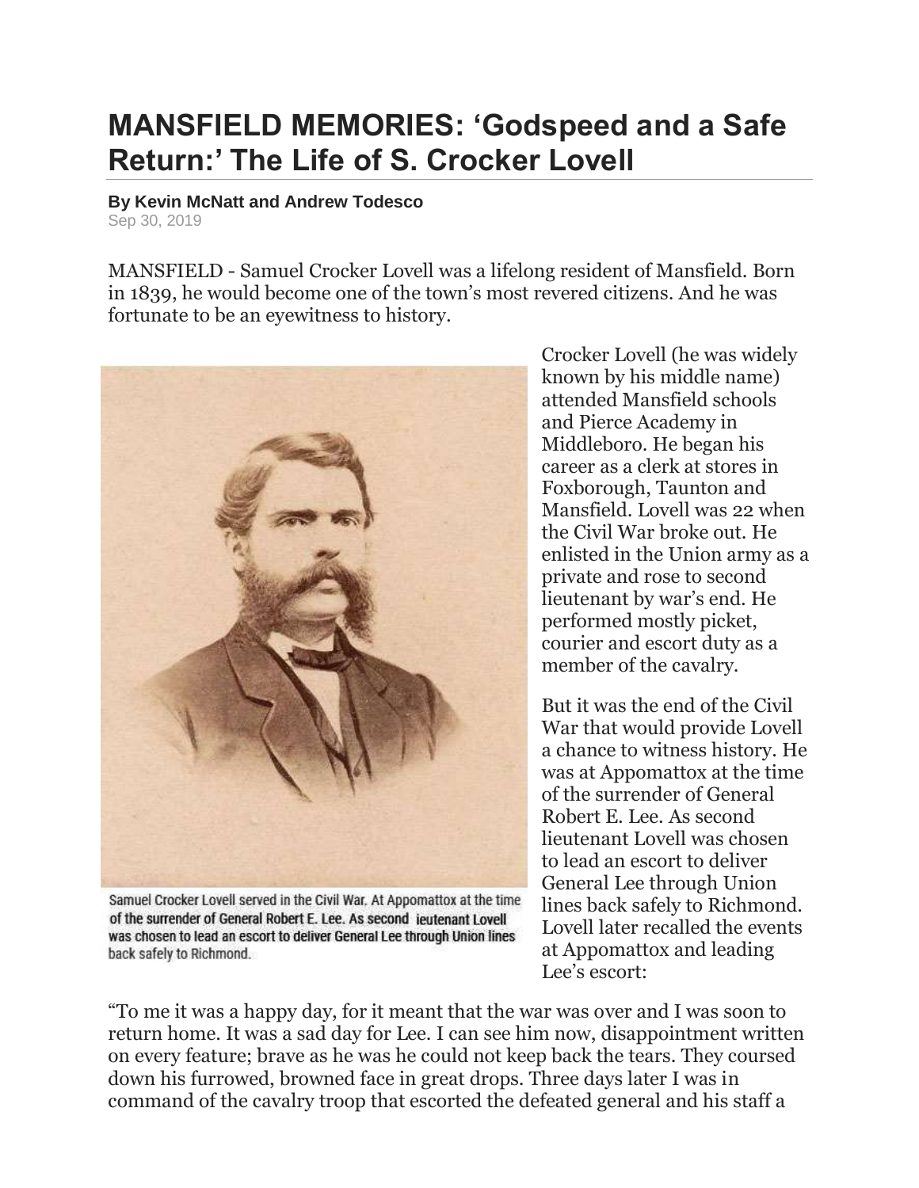# MANSFIELD MEMORIES: 'Godspeed and a Safe Return:' The Life of S. Crocker Lovell

**By Kevin McNatt and Andrew Todesco**
Sep 30, 2019

MANSFIELD - Samuel Crocker Lovell was a lifelong resident of Mansfield. Born in 1839, he would become one of the town's most revered citizens. And he was fortunate to be an eyewitness to history.

Samuel Crocker Lovell served in the Civil War. At Appomattox at the time of the surrender of General Robert E. Lee. As second ieutenant Lovell was chosen to lead an escort to deliver General Lee through Union lines back safely to Richmond.

Crocker Lovell (he was widely known by his middle name) attended Mansfield schools and Pierce Academy in Middleboro. He began his career as a clerk at stores in Foxborough, Taunton and Mansfield. Lovell was 22 when the Civil War broke out. He enlisted in the Union army as a private and rose to second lieutenant by war's end. He performed mostly picket, courier and escort duty as a member of the cavalry.

But it was the end of the Civil War that would provide Lovell a chance to witness history. He was at Appomattox at the time of the surrender of General Robert E. Lee. As second lieutenant Lovell was chosen to lead an escort to deliver General Lee through Union lines back safely to Richmond. Lovell later recalled the events at Appomattox and leading Lee's escort:

"To me it was a happy day, for it meant that the war was over and I was soon to return home. It was a sad day for Lee. I can see him now, disappointment written on every feature; brave as he was he could not keep back the tears. They coursed down his furrowed, browned face in great drops. Three days later I was in command of the cavalry troop that escorted the defeated general and his staff a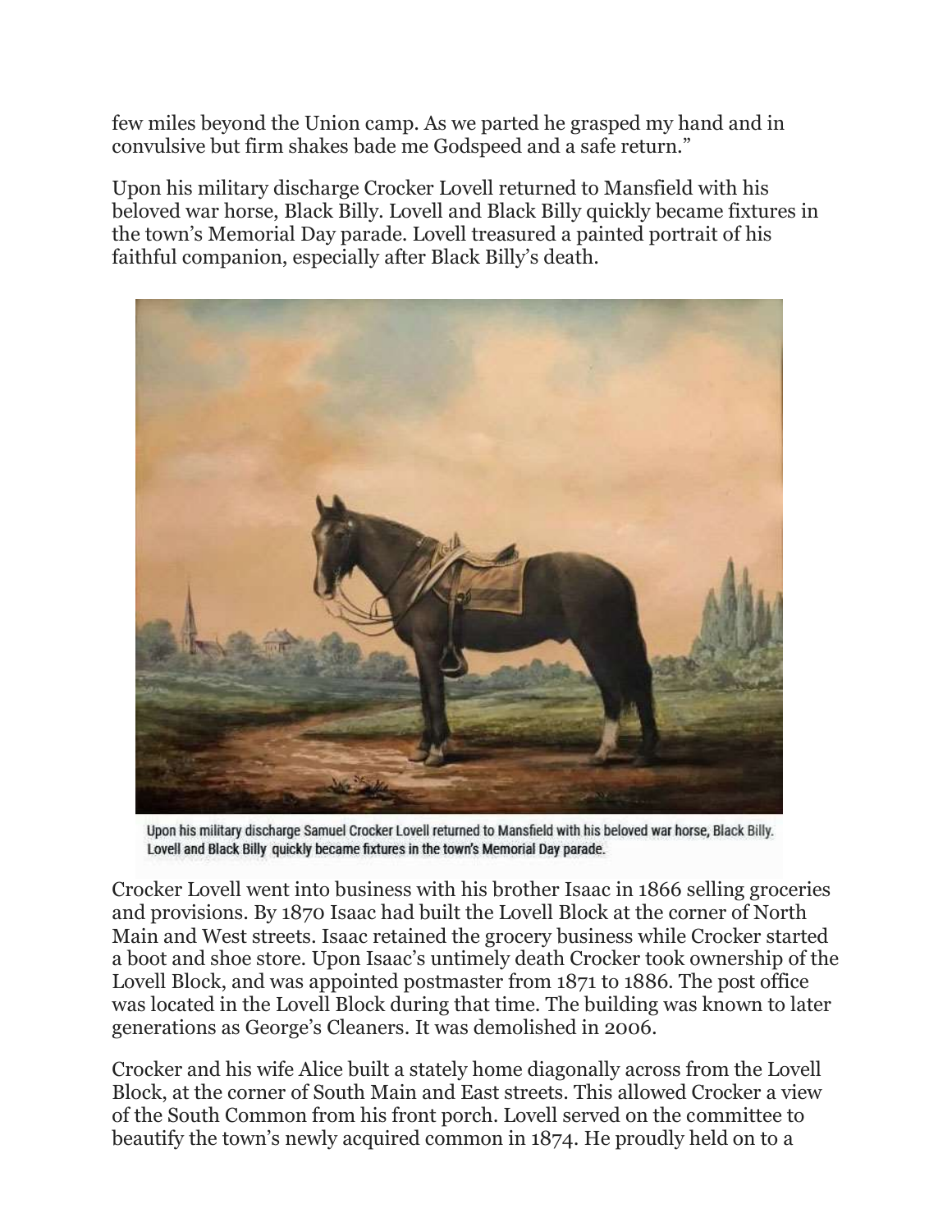few miles beyond the Union camp. As we parted he grasped my hand and in convulsive but firm shakes bade me Godspeed and a safe return."

Upon his military discharge Crocker Lovell returned to Mansfield with his beloved war horse, Black Billy. Lovell and Black Billy quickly became fixtures in the town's Memorial Day parade. Lovell treasured a painted portrait of his faithful companion, especially after Black Billy's death.

Upon his military discharge Samuel Crocker Lovell returned to Mansfield with his beloved war horse, Black Billy. Lovell and Black Billy quickly became fixtures in the town's Memorial Day parade.

Crocker Lovell went into business with his brother Isaac in 1866 selling groceries and provisions. By 1870 Isaac had built the Lovell Block at the corner of North Main and West streets. Isaac retained the grocery business while Crocker started a boot and shoe store. Upon Isaac's untimely death Crocker took ownership of the Lovell Block, and was appointed postmaster from 1871 to 1886. The post office was located in the Lovell Block during that time. The building was known to later generations as George's Cleaners. It was demolished in 2006.

Crocker and his wife Alice built a stately home diagonally across from the Lovell Block, at the corner of South Main and East streets. This allowed Crocker a view of the South Common from his front porch. Lovell served on the committee to beautify the town's newly acquired common in 1874. He proudly held on to a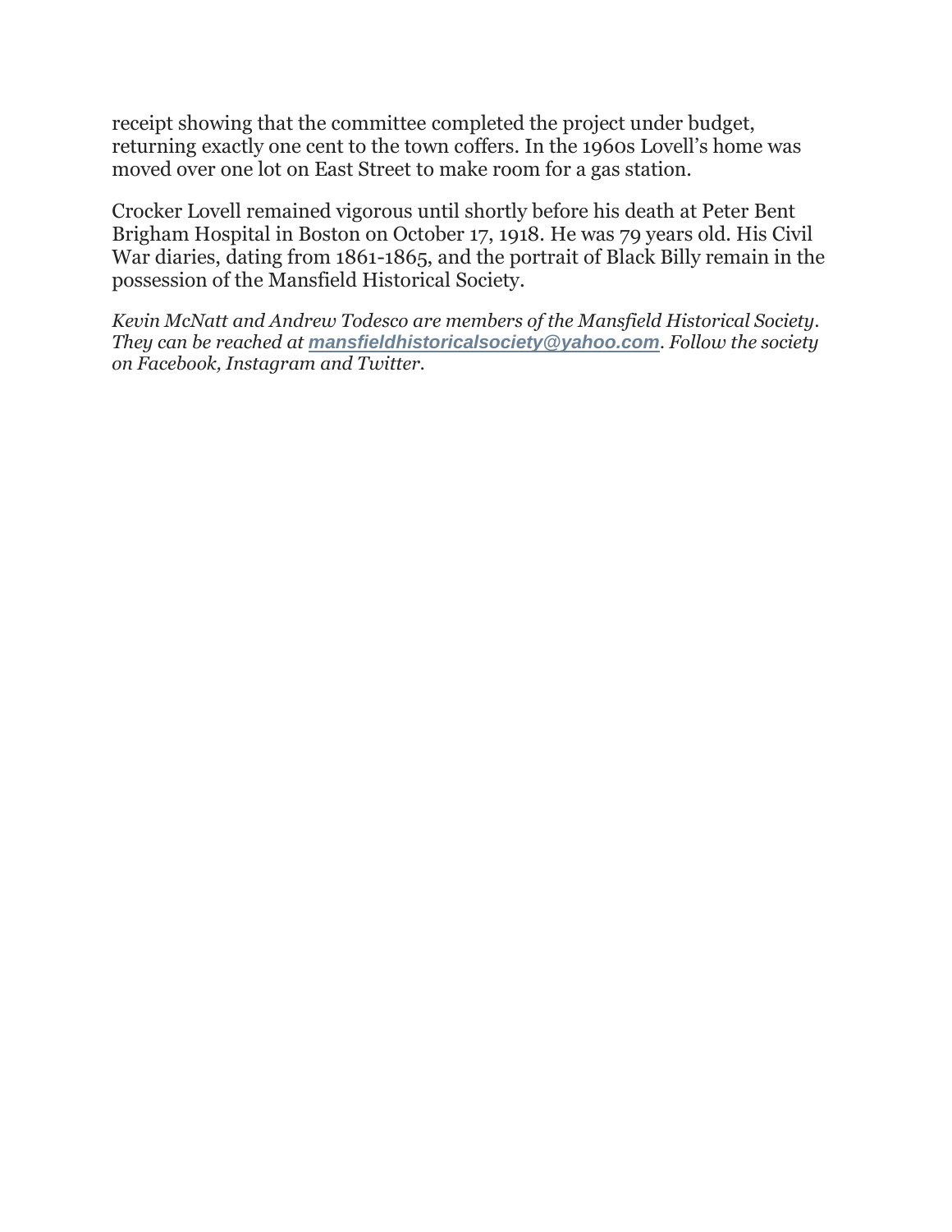receipt showing that the committee completed the project under budget, returning exactly one cent to the town coffers. In the 1960s Lovell's home was moved over one lot on East Street to make room for a gas station.

Crocker Lovell remained vigorous until shortly before his death at Peter Bent Brigham Hospital in Boston on October 17, 1918. He was 79 years old. His Civil War diaries, dating from 1861-1865, and the portrait of Black Billy remain in the possession of the Mansfield Historical Society.

*Kevin McNatt and Andrew Todesco are members of the Mansfield Historical Society. They can be reached at* ***mansfieldhistoricalsociety@yahoo.com****. Follow the society on Facebook, Instagram and Twitter.*